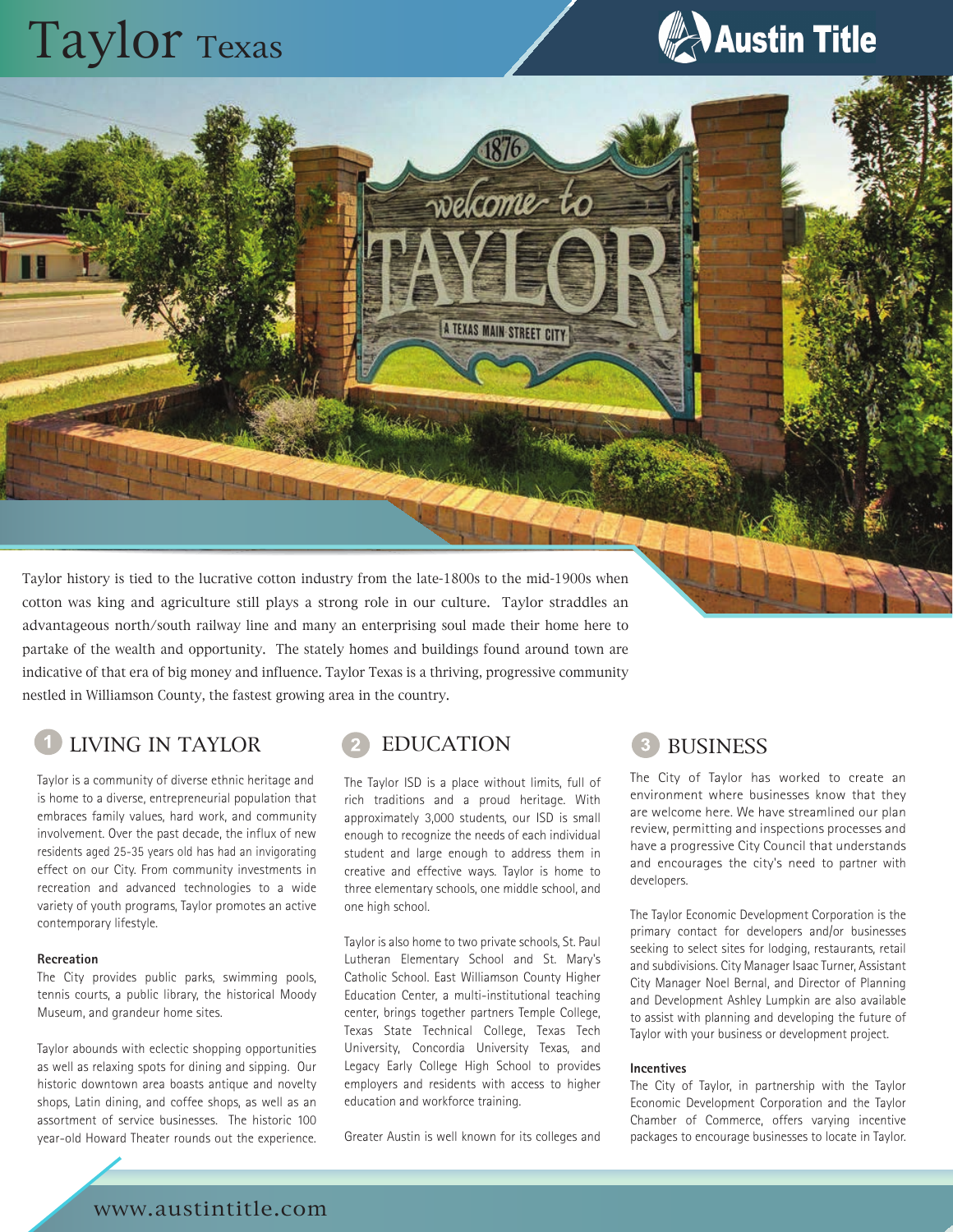# Taylor Texas

Taylor history is tied to the lucrative cotton industry from the late-1800s to the mid-1900s when cotton was king and agriculture still plays a strong role in our culture. Taylor straddles an advantageous north/south railway line and many an enterprising soul made their home here to partake of the wealth and opportunity. The stately homes and buildings found around town are indicative of that era of big money and influence. Taylor Texas is a thriving, progressive community nestled in Williamson County, the fastest growing area in the country.

## 1 LIVING IN TAYLOR

Taylor is a community of diverse ethnic heritage and is home to a diverse, entrepreneurial population that embraces family values, hard work, and community involvement. Over the past decade, the influx of new residents aged 25-35 years old has had an invigorating effect on our City. From community investments in recreation and advanced technologies to a wide variety of youth programs, Taylor promotes an active contemporary lifestyle.

**Recreation**

The City provides public parks, swimming pools, tennis courts, a public library, the historical Moody Museum, and grandeur home sites.

Taylor abounds with eclectic shopping opportunities as well as relaxing spots for dining and sipping. Our historic downtown area boasts antique and novelty shops, Latin dining, and coffee shops, as well as an assortment of service businesses. The historic 100 year-old Howard Theater rounds out the experience.

## 2 EDUCATION

The Taylor ISD is a place without limits, full of rich traditions and a proud heritage. With approximately 3,000 students, our ISD is small enough to recognize the needs of each individual student and large enough to address them in creative and effective ways. Taylor is home to three elementary schools, one middle school, and one high school.

Taylor is also home to two private schools, St. Paul Lutheran Elementary School and St. Mary's Catholic School. East Williamson County Higher Education Center, a multi-institutional teaching center, brings together partners Temple College, Texas State Technical College, Texas Tech University, Concordia University Texas, and Legacy Early College High School to provides employers and residents with access to higher education and workforce training.

Greater Austin is well known for its colleges and

## 3 BUSINESS

The City of Taylor has worked to create an environment where businesses know that they are welcome here. We have streamlined our plan review, permitting and inspections processes and have a progressive City Council that understands and encourages the city's need to partner with developers.

The Taylor Economic Development Corporation is the primary contact for developers and/or businesses seeking to select sites for lodging, restaurants, retail and subdivisions. City Manager Isaac Turner, Assistant City Manager Noel Bernal, and Director of Planning and Development Ashley Lumpkin are also available to assist with planning and developing the future of Taylor with your business or development project.

**Incentives**

The City of Taylor, in partnership with the Taylor Economic Development Corporation and the Taylor Chamber of Commerce, offers varying incentive packages to encourage businesses to locate in Taylor.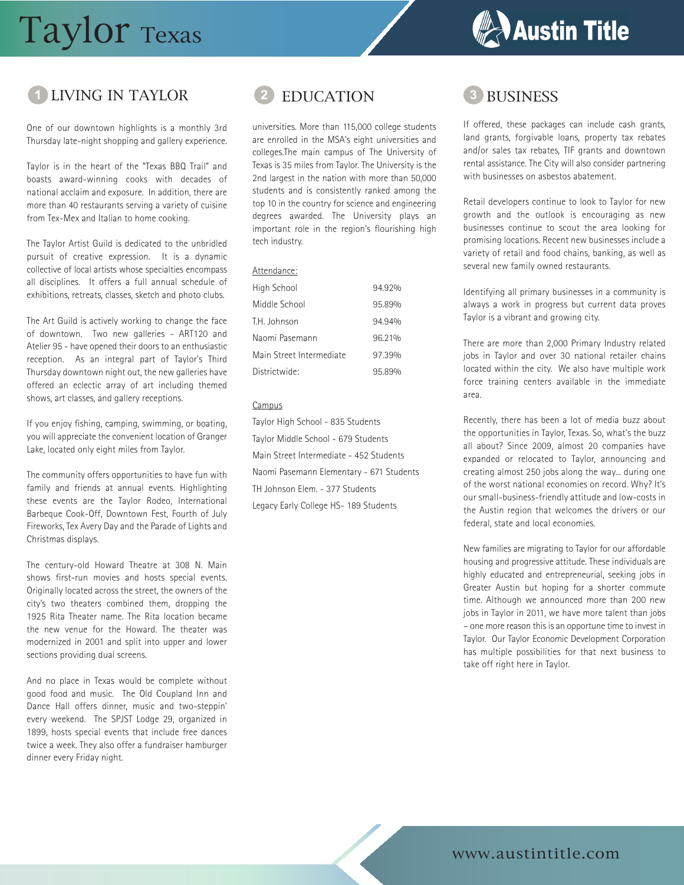# Taylor Texas

## 1 LIVING IN TAYLOR

One of our downtown highlights is a monthly 3rd Thursday late-night shopping and gallery experience.

Taylor is in the heart of the "Texas BBQ Trail" and boasts award-winning cooks with decades of national acclaim and exposure. In addition, there are more than 40 restaurants serving a variety of cuisine from Tex-Mex and Italian to home cooking.

The Taylor Artist Guild is dedicated to the unbridled pursuit of creative expression. It is a dynamic collective of local artists whose specialties encompass all disciplines. It offers a full annual schedule of exhibitions, retreats, classes, sketch and photo clubs.

The Art Guild is actively working to change the face of downtown. Two new galleries - ART120 and Atelier 95 - have opened their doors to an enthusiastic reception. As an integral part of Taylor's Third Thursday downtown night out, the new galleries have offered an eclectic array of art including themed shows, art classes, and gallery receptions.

If you enjoy fishing, camping, swimming, or boating, you will appreciate the convenient location of Granger Lake, located only eight miles from Taylor.

The community offers opportunities to have fun with family and friends at annual events. Highlighting these events are the Taylor Rodeo, International Barbeque Cook-Off, Downtown Fest, Fourth of July Fireworks, Tex Avery Day and the Parade of Lights and Christmas displays.

The century-old Howard Theatre at 308 N. Main shows first-run movies and hosts special events. Originally located across the street, the owners of the city's two theaters combined them, dropping the 1925 Rita Theater name. The Rita location became the new venue for the Howard. The theater was modernized in 2001 and split into upper and lower sections providing dual screens.

And no place in Texas would be complete without good food and music. The Old Coupland Inn and Dance Hall offers dinner, music and two-steppin' every weekend. The SPJST Lodge 29, organized in 1899, hosts special events that include free dances twice a week. They also offer a fundraiser hamburger dinner every Friday night.

## 2 EDUCATION

universities. More than 115,000 college students are enrolled in the MSA's eight universities and colleges.The main campus of The University of Texas is 35 miles from Taylor. The University is the 2nd largest in the nation with more than 50,000 students and is consistently ranked among the top 10 in the country for science and engineering degrees awarded. The University plays an important role in the region's flourishing high tech industry.

Attendance:

| | |
|---|---|
| High School | 94.92% |
| Middle School | 95.89% |
| T.H. Johnson | 94.94% |
| Naomi Pasemann | 96.21% |
| Main Street Intermediate | 97.39% |
| Districtwide: | 95.89% |

Campus

Taylor High School - 835 Students
Taylor Middle School - 679 Students
Main Street Intermediate - 452 Students
Naomi Pasemann Elementary - 671 Students
TH Johnson Elem. - 377 Students
Legacy Early College HS- 189 Students

## 3 BUSINESS

If offered, these packages can include cash grants, land grants, forgivable loans, property tax rebates and/or sales tax rebates, TIF grants and downtown rental assistance. The City will also consider partnering with businesses on asbestos abatement.

Retail developers continue to look to Taylor for new growth and the outlook is encouraging as new businesses continue to scout the area looking for promising locations. Recent new businesses include a variety of retail and food chains, banking, as well as several new family owned restaurants.

Identifying all primary businesses in a community is always a work in progress but current data proves Taylor is a vibrant and growing city.

There are more than 2,000 Primary Industry related jobs in Taylor and over 30 national retailer chains located within the city. We also have multiple work force training centers available in the immediate area.

Recently, there has been a lot of media buzz about the opportunities in Taylor, Texas. So, what's the buzz all about? Since 2009, almost 20 companies have expanded or relocated to Taylor, announcing and creating almost 250 jobs along the way... during one of the worst national economies on record. Why? It's our small-business-friendly attitude and low-costs in the Austin region that welcomes the drivers or our federal, state and local economies.

New families are migrating to Taylor for our affordable housing and progressive attitude. These individuals are highly educated and entrepreneurial, seeking jobs in Greater Austin but hoping for a shorter commute time. Although we announced more than 200 new jobs in Taylor in 2011, we have more talent than jobs – one more reason this is an opportune time to invest in Taylor. Our Taylor Economic Development Corporation has multiple possibilities for that next business to take off right here in Taylor.